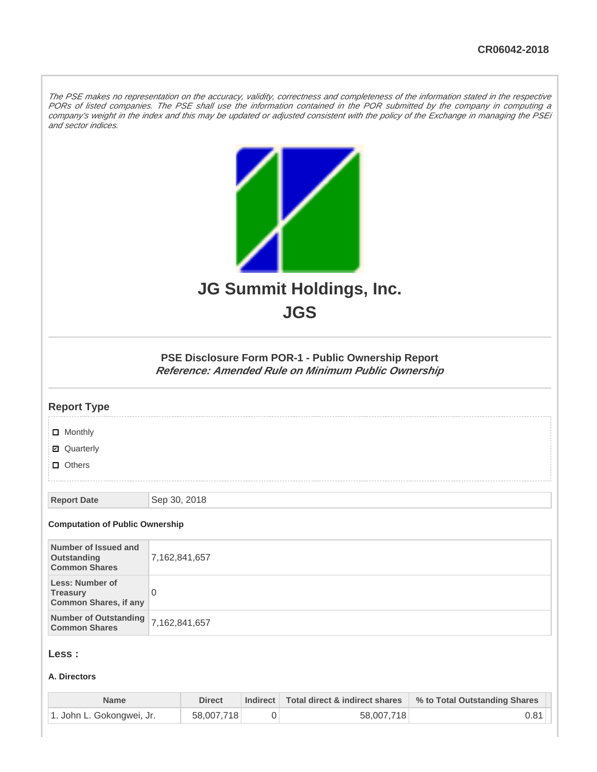CR06042-2018

*The PSE makes no representation on the accuracy, validity, correctness and completeness of the information stated in the respective PORs of listed companies. The PSE shall use the information contained in the POR submitted by the company in computing a company's weight in the index and this may be updated or adjusted consistent with the policy of the Exchange in managing the PSEi and sector indices.*

# JG Summit Holdings, Inc.

# JGS

### PSE Disclosure Form POR-1 - Public Ownership Report

***Reference: Amended Rule on Minimum Public Ownership***

## Report Type

- [ ] Monthly
- [x] Quarterly
- [ ] Others

| Report Date | Sep 30, 2018 |
|---|---|

**Computation of Public Ownership**

| | |
|---|---|
| **Number of Issued and Outstanding Common Shares** | 7,162,841,657 |
| **Less: Number of Treasury Common Shares, if any** | 0 |
| **Number of Outstanding Common Shares** | 7,162,841,657 |

## Less :

**A. Directors**

| Name | Direct | Indirect | Total direct & indirect shares | % to Total Outstanding Shares |
|---|---|---|---|---|
| 1. John L. Gokongwei, Jr. | 58,007,718 | 0 | 58,007,718 | 0.81 |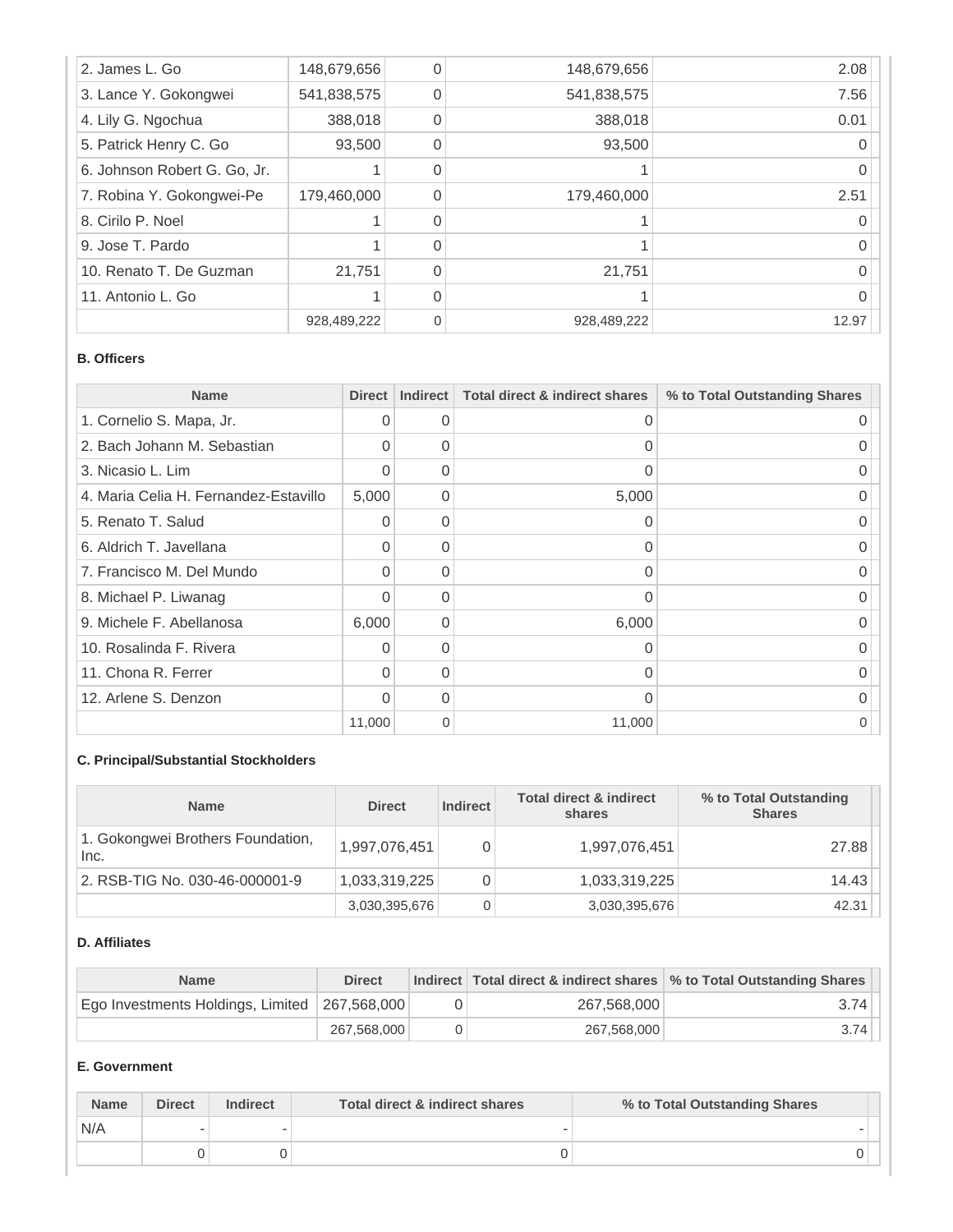| | | | | |
|---|---|---|---|---|
| 2. James L. Go | 148,679,656 | 0 | 148,679,656 | 2.08 |
| 3. Lance Y. Gokongwei | 541,838,575 | 0 | 541,838,575 | 7.56 |
| 4. Lily G. Ngochua | 388,018 | 0 | 388,018 | 0.01 |
| 5. Patrick Henry C. Go | 93,500 | 0 | 93,500 | 0 |
| 6. Johnson Robert G. Go, Jr. | 1 | 0 | 1 | 0 |
| 7. Robina Y. Gokongwei-Pe | 179,460,000 | 0 | 179,460,000 | 2.51 |
| 8. Cirilo P. Noel | 1 | 0 | 1 | 0 |
| 9. Jose T. Pardo | 1 | 0 | 1 | 0 |
| 10. Renato T. De Guzman | 21,751 | 0 | 21,751 | 0 |
| 11. Antonio L. Go | 1 | 0 | 1 | 0 |
| | 928,489,222 | 0 | 928,489,222 | 12.97 |

**B. Officers**

| Name | Direct | Indirect | Total direct & indirect shares | % to Total Outstanding Shares |
|---|---|---|---|---|
| 1. Cornelio S. Mapa, Jr. | 0 | 0 | 0 | 0 |
| 2. Bach Johann M. Sebastian | 0 | 0 | 0 | 0 |
| 3. Nicasio L. Lim | 0 | 0 | 0 | 0 |
| 4. Maria Celia H. Fernandez-Estavillo | 5,000 | 0 | 5,000 | 0 |
| 5. Renato T. Salud | 0 | 0 | 0 | 0 |
| 6. Aldrich T. Javellana | 0 | 0 | 0 | 0 |
| 7. Francisco M. Del Mundo | 0 | 0 | 0 | 0 |
| 8. Michael P. Liwanag | 0 | 0 | 0 | 0 |
| 9. Michele F. Abellanosa | 6,000 | 0 | 6,000 | 0 |
| 10. Rosalinda F. Rivera | 0 | 0 | 0 | 0 |
| 11. Chona R. Ferrer | 0 | 0 | 0 | 0 |
| 12. Arlene S. Denzon | 0 | 0 | 0 | 0 |
| | 11,000 | 0 | 11,000 | 0 |

**C. Principal/Substantial Stockholders**

| Name | Direct | Indirect | Total direct & indirect shares | % to Total Outstanding Shares |
|---|---|---|---|---|
| 1. Gokongwei Brothers Foundation, Inc. | 1,997,076,451 | 0 | 1,997,076,451 | 27.88 |
| 2. RSB-TIG No. 030-46-000001-9 | 1,033,319,225 | 0 | 1,033,319,225 | 14.43 |
| | 3,030,395,676 | 0 | 3,030,395,676 | 42.31 |

**D. Affiliates**

| Name | Direct | Indirect | Total direct & indirect shares | % to Total Outstanding Shares |
|---|---|---|---|---|
| Ego Investments Holdings, Limited | 267,568,000 | 0 | 267,568,000 | 3.74 |
| | 267,568,000 | 0 | 267,568,000 | 3.74 |

**E. Government**

| Name | Direct | Indirect | Total direct & indirect shares | % to Total Outstanding Shares |
|---|---|---|---|---|
| N/A | - | - | - | - |
| | 0 | 0 | 0 | 0 |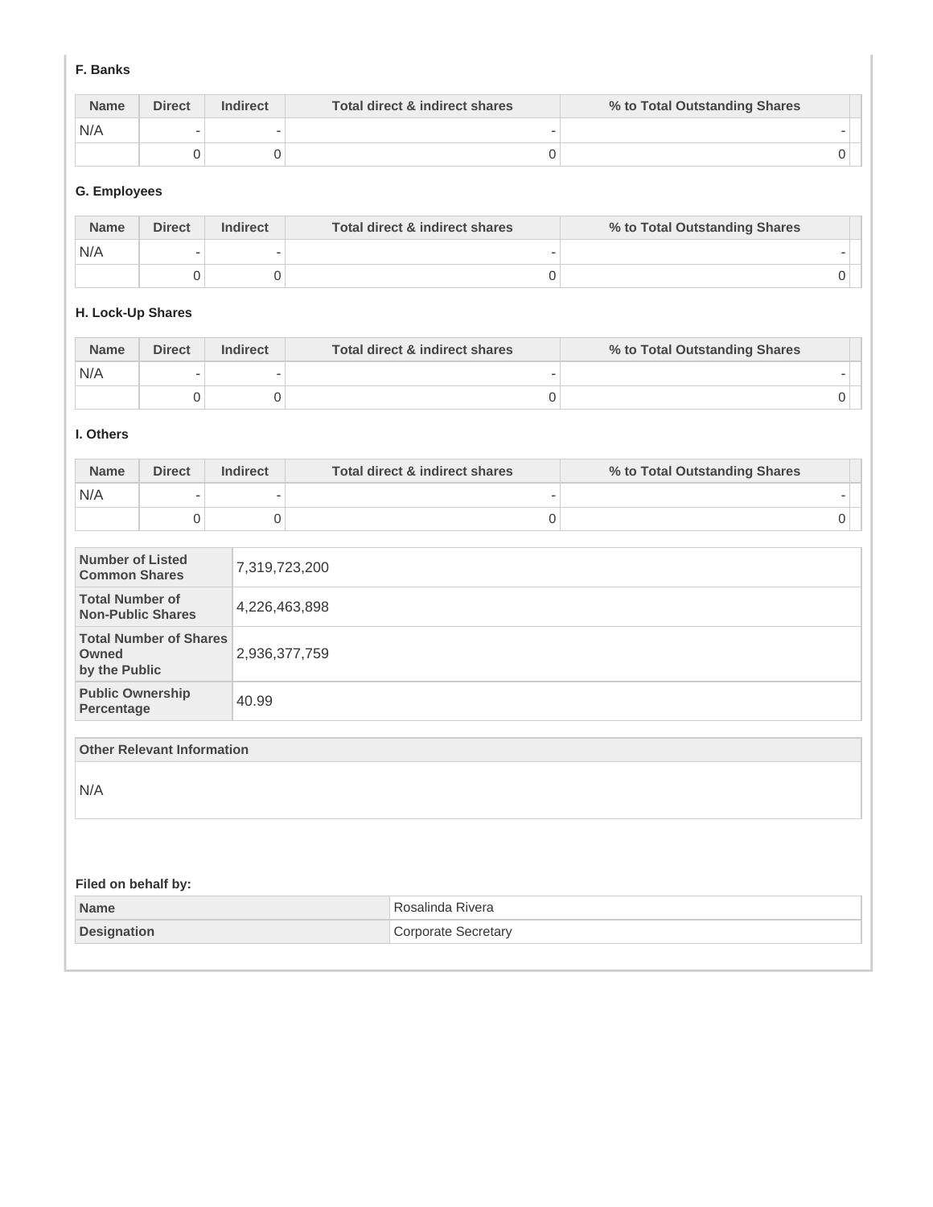### F. Banks

| Name | Direct | Indirect | Total direct & indirect shares | % to Total Outstanding Shares |
|---|---|---|---|---|
| N/A | - | - | - | - |
| | 0 | 0 | 0 | 0 |

### G. Employees

| Name | Direct | Indirect | Total direct & indirect shares | % to Total Outstanding Shares |
|---|---|---|---|---|
| N/A | - | - | - | - |
| | 0 | 0 | 0 | 0 |

### H. Lock-Up Shares

| Name | Direct | Indirect | Total direct & indirect shares | % to Total Outstanding Shares |
|---|---|---|---|---|
| N/A | - | - | - | - |
| | 0 | 0 | 0 | 0 |

### I. Others

| Name | Direct | Indirect | Total direct & indirect shares | % to Total Outstanding Shares |
|---|---|---|---|---|
| N/A | - | - | - | - |
| | 0 | 0 | 0 | 0 |

| | |
|---|---|
| **Number of Listed Common Shares** | 7,319,723,200 |
| **Total Number of Non-Public Shares** | 4,226,463,898 |
| **Total Number of Shares Owned by the Public** | 2,936,377,759 |
| **Public Ownership Percentage** | 40.99 |

| **Other Relevant Information** |
|---|
| N/A |

**Filed on behalf by:**

| | |
|---|---|
| **Name** | Rosalinda Rivera |
| **Designation** | Corporate Secretary |